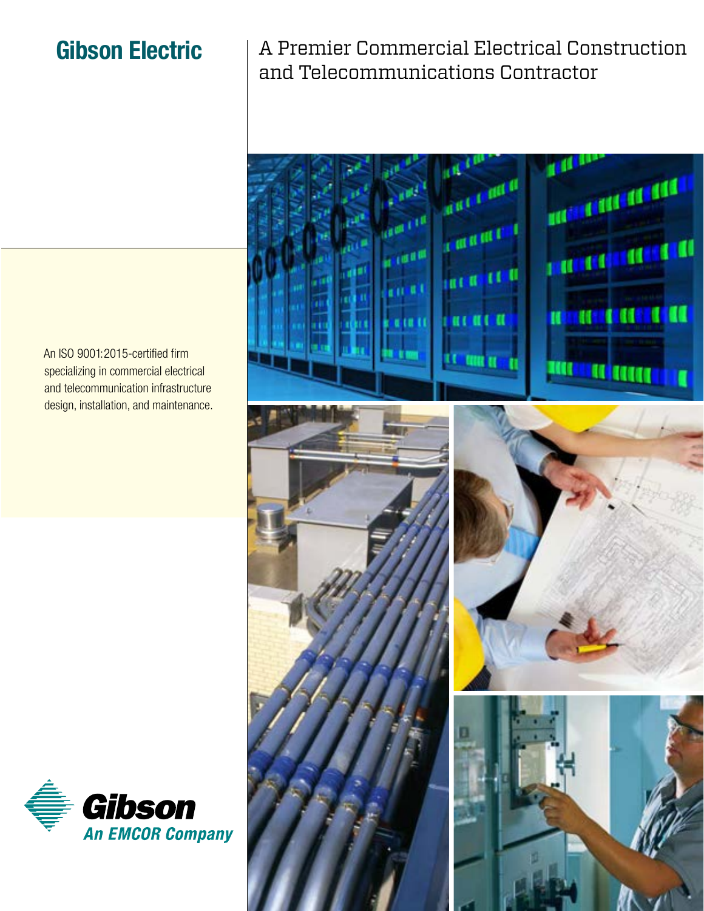# Gibson Electric

## A Premier Commercial Electrical Construction and Telecommunications Contractor

An ISO 9001:2015-certified firm specializing in commercial electrical and telecommunication infrastructure design, installation, and maintenance.

**Gibson**
*An EMCOR Company*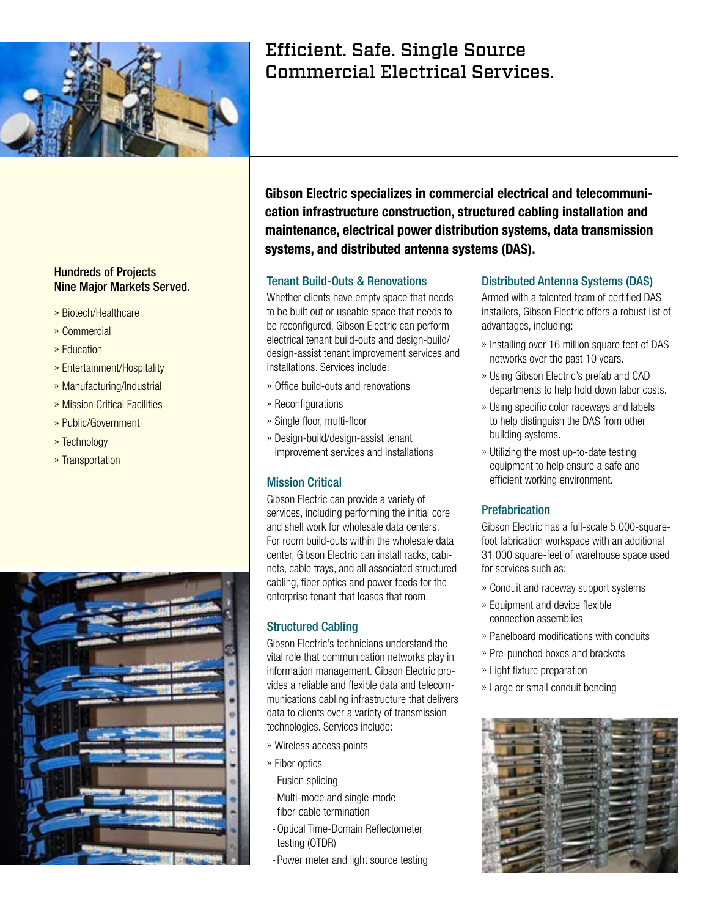# Efficient. Safe. Single Source Commercial Electrical Services.

**Gibson Electric specializes in commercial electrical and telecommunication infrastructure construction, structured cabling installation and maintenance, electrical power distribution systems, data transmission systems, and distributed antenna systems (DAS).**

### Hundreds of Projects Nine Major Markets Served.

- Biotech/Healthcare
- Commercial
- Education
- Entertainment/Hospitality
- Manufacturing/Industrial
- Mission Critical Facilities
- Public/Government
- Technology
- Transportation

### Tenant Build-Outs & Renovations

Whether clients have empty space that needs to be built out or useable space that needs to be reconfigured, Gibson Electric can perform electrical tenant build-outs and design-build/design-assist tenant improvement services and installations. Services include:

- Office build-outs and renovations
- Reconfigurations
- Single floor, multi-floor
- Design-build/design-assist tenant improvement services and installations

### Mission Critical

Gibson Electric can provide a variety of services, including performing the initial core and shell work for wholesale data centers. For room build-outs within the wholesale data center, Gibson Electric can install racks, cabinets, cable trays, and all associated structured cabling, fiber optics and power feeds for the enterprise tenant that leases that room.

### Structured Cabling

Gibson Electric's technicians understand the vital role that communication networks play in information management. Gibson Electric provides a reliable and flexible data and telecommunications cabling infrastructure that delivers data to clients over a variety of transmission technologies. Services include:

- Wireless access points
- Fiber optics
  - Fusion splicing
  - Multi-mode and single-mode fiber-cable termination
  - Optical Time-Domain Reflectometer testing (OTDR)
  - Power meter and light source testing

### Distributed Antenna Systems (DAS)

Armed with a talented team of certified DAS installers, Gibson Electric offers a robust list of advantages, including:

- Installing over 16 million square feet of DAS networks over the past 10 years.
- Using Gibson Electric's prefab and CAD departments to help hold down labor costs.
- Using specific color raceways and labels to help distinguish the DAS from other building systems.
- Utilizing the most up-to-date testing equipment to help ensure a safe and efficient working environment.

### Prefabrication

Gibson Electric has a full-scale 5,000-square-foot fabrication workspace with an additional 31,000 square-feet of warehouse space used for services such as:

- Conduit and raceway support systems
- Equipment and device flexible connection assemblies
- Panelboard modifications with conduits
- Pre-punched boxes and brackets
- Light fixture preparation
- Large or small conduit bending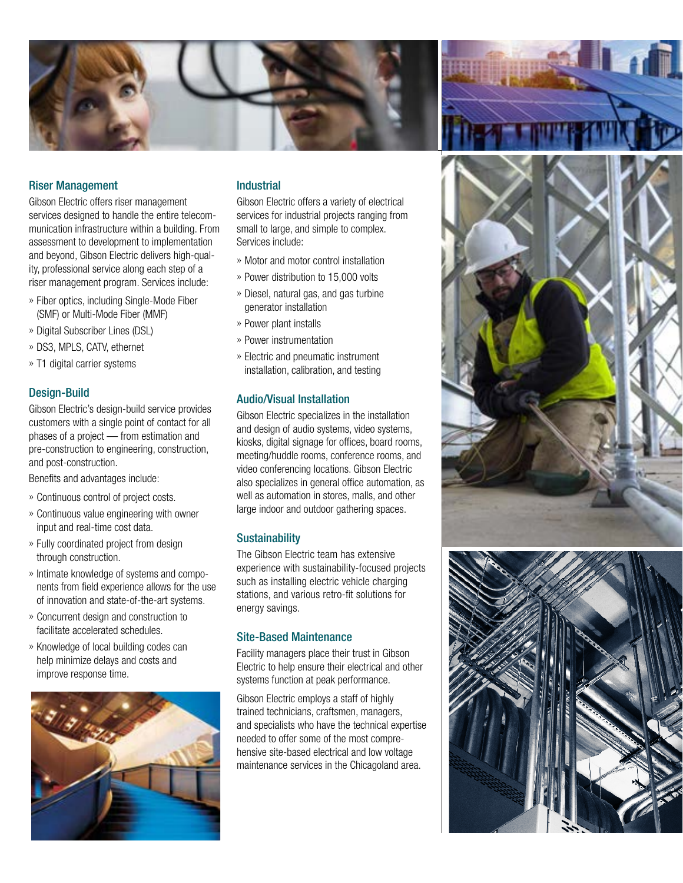## Riser Management

Gibson Electric offers riser management services designed to handle the entire telecommunication infrastructure within a building. From assessment to development to implementation and beyond, Gibson Electric delivers high-quality, professional service along each step of a riser management program. Services include:

- Fiber optics, including Single-Mode Fiber (SMF) or Multi-Mode Fiber (MMF)
- Digital Subscriber Lines (DSL)
- DS3, MPLS, CATV, ethernet
- T1 digital carrier systems

## Design-Build

Gibson Electric's design-build service provides customers with a single point of contact for all phases of a project — from estimation and pre-construction to engineering, construction, and post-construction.

Benefits and advantages include:

- Continuous control of project costs.
- Continuous value engineering with owner input and real-time cost data.
- Fully coordinated project from design through construction.
- Intimate knowledge of systems and components from field experience allows for the use of innovation and state-of-the-art systems.
- Concurrent design and construction to facilitate accelerated schedules.
- Knowledge of local building codes can help minimize delays and costs and improve response time.

## Industrial

Gibson Electric offers a variety of electrical services for industrial projects ranging from small to large, and simple to complex. Services include:

- Motor and motor control installation
- Power distribution to 15,000 volts
- Diesel, natural gas, and gas turbine generator installation
- Power plant installs
- Power instrumentation
- Electric and pneumatic instrument installation, calibration, and testing

## Audio/Visual Installation

Gibson Electric specializes in the installation and design of audio systems, video systems, kiosks, digital signage for offices, board rooms, meeting/huddle rooms, conference rooms, and video conferencing locations. Gibson Electric also specializes in general office automation, as well as automation in stores, malls, and other large indoor and outdoor gathering spaces.

## Sustainability

The Gibson Electric team has extensive experience with sustainability-focused projects such as installing electric vehicle charging stations, and various retro-fit solutions for energy savings.

## Site-Based Maintenance

Facility managers place their trust in Gibson Electric to help ensure their electrical and other systems function at peak performance.

Gibson Electric employs a staff of highly trained technicians, craftsmen, managers, and specialists who have the technical expertise needed to offer some of the most comprehensive site-based electrical and low voltage maintenance services in the Chicagoland area.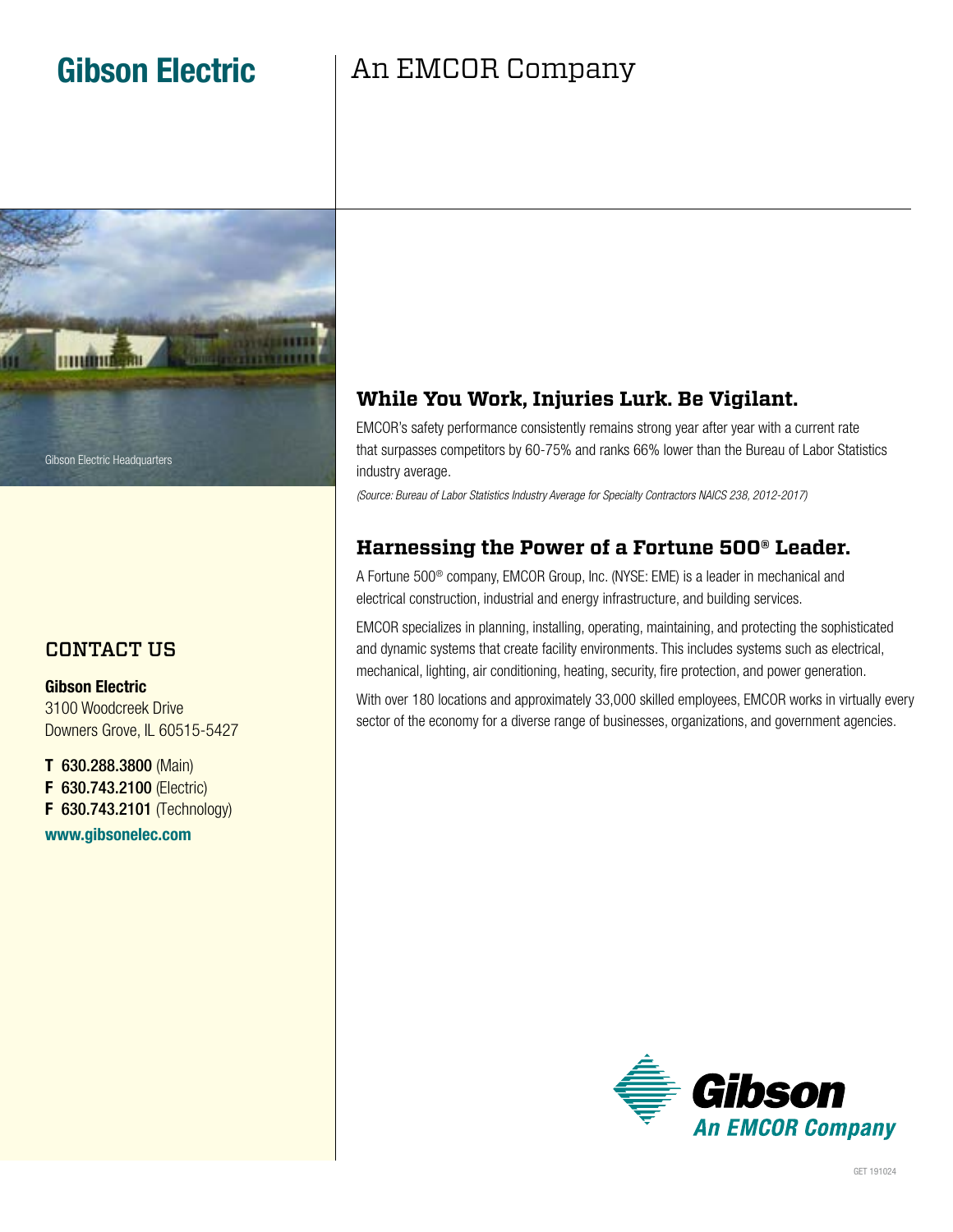# Gibson Electric

An EMCOR Company

Gibson Electric Headquarters

## While You Work, Injuries Lurk. Be Vigilant.

EMCOR's safety performance consistently remains strong year after year with a current rate that surpasses competitors by 60-75% and ranks 66% lower than the Bureau of Labor Statistics industry average.

*(Source: Bureau of Labor Statistics Industry Average for Specialty Contractors NAICS 238, 2012-2017)*

## Harnessing the Power of a Fortune 500® Leader.

A Fortune 500® company, EMCOR Group, Inc. (NYSE: EME) is a leader in mechanical and electrical construction, industrial and energy infrastructure, and building services.

EMCOR specializes in planning, installing, operating, maintaining, and protecting the sophisticated and dynamic systems that create facility environments. This includes systems such as electrical, mechanical, lighting, air conditioning, heating, security, fire protection, and power generation.

With over 180 locations and approximately 33,000 skilled employees, EMCOR works in virtually every sector of the economy for a diverse range of businesses, organizations, and government agencies.

## CONTACT US

**Gibson Electric**
3100 Woodcreek Drive
Downers Grove, IL 60515-5427

**T 630.288.3800** (Main)
**F 630.743.2100** (Electric)
**F 630.743.2101** (Technology)

**www.gibsonelec.com**

Gibson
An EMCOR Company

GET 191024